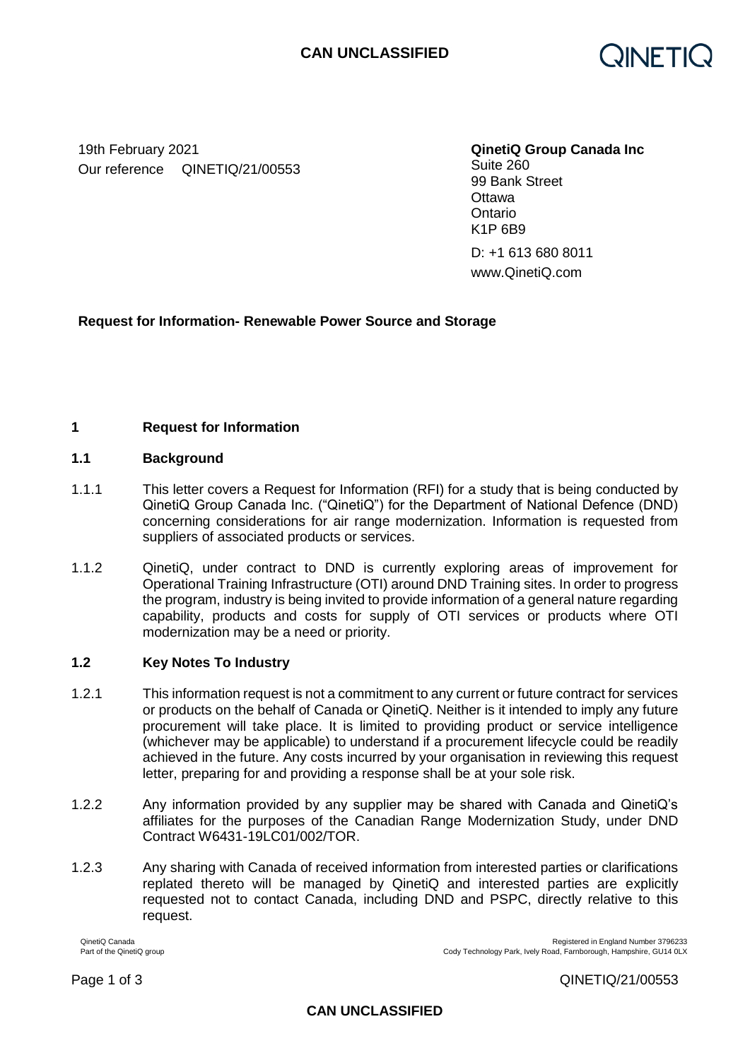19th February 2021
Our reference QINETIQ/21/00553

**QinetiQ Group Canada Inc**
Suite 260
99 Bank Street
Ottawa
Ontario
K1P 6B9

D: +1 613 680 8011
www.QinetiQ.com

**Request for Information- Renewable Power Source and Storage**

## 1 Request for Information

### 1.1 Background

1.1.1 This letter covers a Request for Information (RFI) for a study that is being conducted by QinetiQ Group Canada Inc. ("QinetiQ") for the Department of National Defence (DND) concerning considerations for air range modernization. Information is requested from suppliers of associated products or services.

1.1.2 QinetiQ, under contract to DND is currently exploring areas of improvement for Operational Training Infrastructure (OTI) around DND Training sites. In order to progress the program, industry is being invited to provide information of a general nature regarding capability, products and costs for supply of OTI services or products where OTI modernization may be a need or priority.

### 1.2 Key Notes To Industry

1.2.1 This information request is not a commitment to any current or future contract for services or products on the behalf of Canada or QinetiQ. Neither is it intended to imply any future procurement will take place. It is limited to providing product or service intelligence (whichever may be applicable) to understand if a procurement lifecycle could be readily achieved in the future. Any costs incurred by your organisation in reviewing this request letter, preparing for and providing a response shall be at your sole risk.

1.2.2 Any information provided by any supplier may be shared with Canada and QinetiQ's affiliates for the purposes of the Canadian Range Modernization Study, under DND Contract W6431-19LC01/002/TOR.

1.2.3 Any sharing with Canada of received information from interested parties or clarifications replated thereto will be managed by QinetiQ and interested parties are explicitly requested not to contact Canada, including DND and PSPC, directly relative to this request.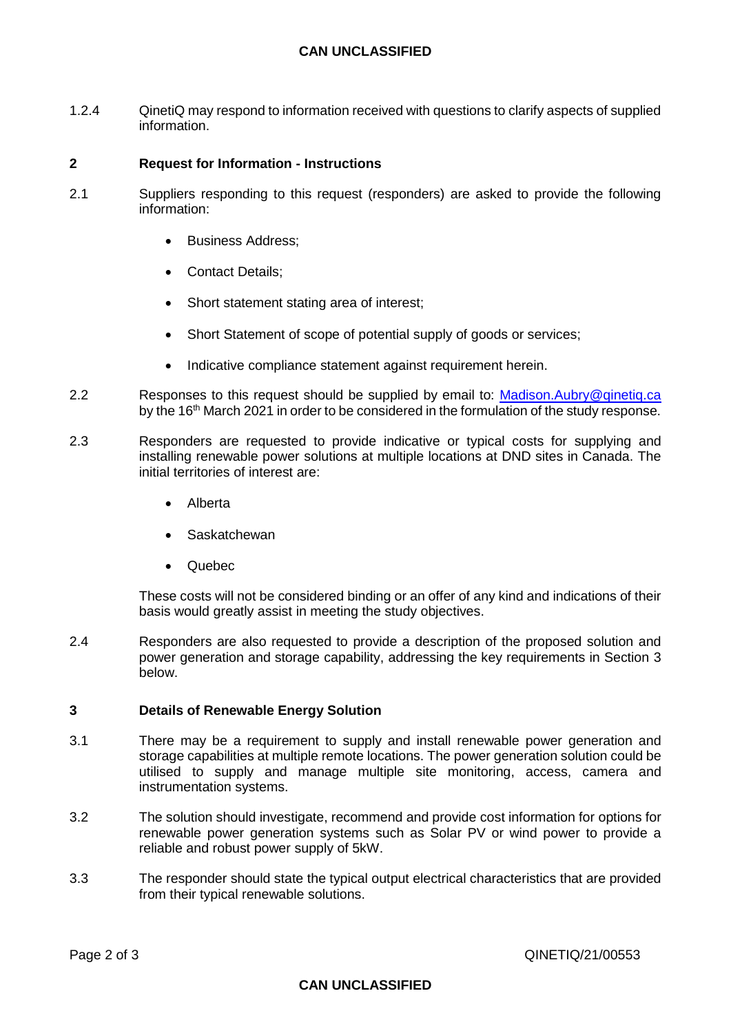1.2.4 QinetiQ may respond to information received with questions to clarify aspects of supplied information.

## 2 Request for Information - Instructions

2.1 Suppliers responding to this request (responders) are asked to provide the following information:

- Business Address;
- Contact Details;
- Short statement stating area of interest;
- Short Statement of scope of potential supply of goods or services;
- Indicative compliance statement against requirement herein.

2.2 Responses to this request should be supplied by email to: Madison.Aubry@qinetiq.ca by the 16th March 2021 in order to be considered in the formulation of the study response.

2.3 Responders are requested to provide indicative or typical costs for supplying and installing renewable power solutions at multiple locations at DND sites in Canada. The initial territories of interest are:

- Alberta
- Saskatchewan
- Quebec

These costs will not be considered binding or an offer of any kind and indications of their basis would greatly assist in meeting the study objectives.

2.4 Responders are also requested to provide a description of the proposed solution and power generation and storage capability, addressing the key requirements in Section 3 below.

## 3 Details of Renewable Energy Solution

3.1 There may be a requirement to supply and install renewable power generation and storage capabilities at multiple remote locations. The power generation solution could be utilised to supply and manage multiple site monitoring, access, camera and instrumentation systems.

3.2 The solution should investigate, recommend and provide cost information for options for renewable power generation systems such as Solar PV or wind power to provide a reliable and robust power supply of 5kW.

3.3 The responder should state the typical output electrical characteristics that are provided from their typical renewable solutions.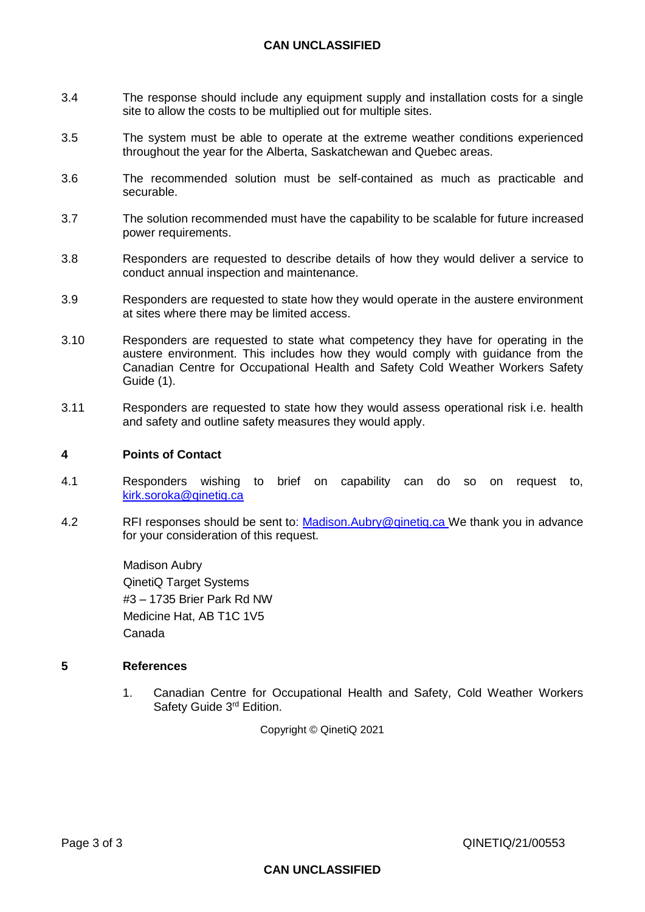3.4 The response should include any equipment supply and installation costs for a single site to allow the costs to be multiplied out for multiple sites.

3.5 The system must be able to operate at the extreme weather conditions experienced throughout the year for the Alberta, Saskatchewan and Quebec areas.

3.6 The recommended solution must be self-contained as much as practicable and securable.

3.7 The solution recommended must have the capability to be scalable for future increased power requirements.

3.8 Responders are requested to describe details of how they would deliver a service to conduct annual inspection and maintenance.

3.9 Responders are requested to state how they would operate in the austere environment at sites where there may be limited access.

3.10 Responders are requested to state what competency they have for operating in the austere environment. This includes how they would comply with guidance from the Canadian Centre for Occupational Health and Safety Cold Weather Workers Safety Guide (1).

3.11 Responders are requested to state how they would assess operational risk i.e. health and safety and outline safety measures they would apply.

## 4 Points of Contact

4.1 Responders wishing to brief on capability can do so on request to, kirk.soroka@qinetiq.ca

4.2 RFI responses should be sent to: Madison.Aubry@qinetiq.ca We thank you in advance for your consideration of this request.

Madison Aubry
QinetiQ Target Systems
#3 – 1735 Brier Park Rd NW
Medicine Hat, AB T1C 1V5
Canada

## 5 References

1. Canadian Centre for Occupational Health and Safety, Cold Weather Workers Safety Guide 3rd Edition.

Copyright © QinetiQ 2021